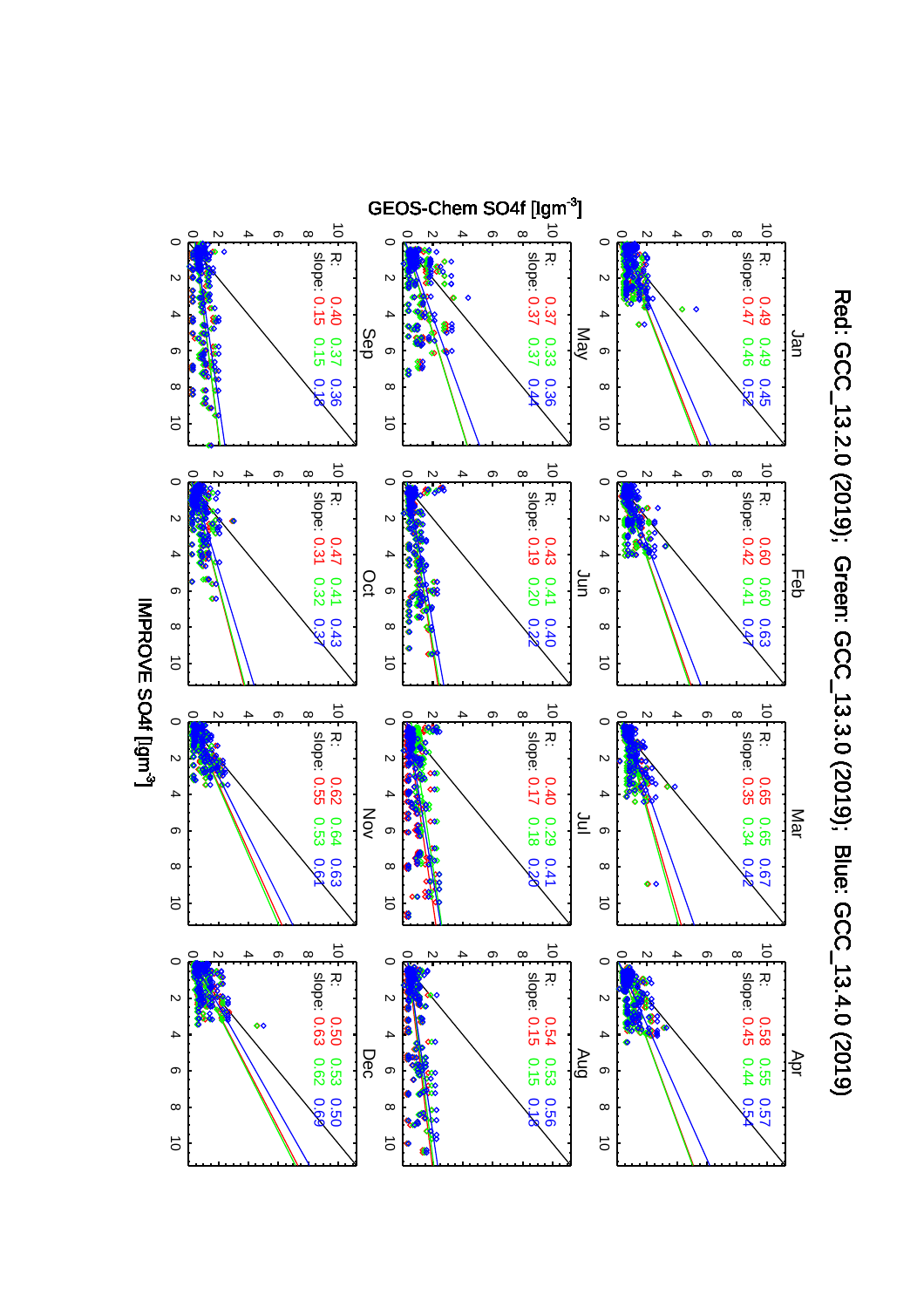# Red: GCC_13.2.0 (2019); Green: GCC_13.3.0 (2019); Blue: GCC_13.4.0 (2019)

| Month | R (Red) | R (Green) | R (Blue) | slope (Red) | slope (Green) | slope (Blue) |
| --- | --- | --- | --- | --- | --- | --- |
| Jan | 0.49 | 0.49 | 0.45 | 0.47 | 0.46 | 0.52 |
| Feb | 0.60 | 0.60 | 0.63 | 0.42 | 0.41 | 0.47 |
| Mar | 0.65 | 0.65 | 0.67 | 0.35 | 0.34 | 0.42 |
| Apr | 0.58 | 0.55 | 0.57 | 0.45 | 0.44 | 0.54 |
| May | 0.37 | 0.33 | 0.36 | 0.37 | 0.37 | 0.44 |
| Jun | 0.43 | 0.41 | 0.40 | 0.19 | 0.20 | 0.22 |
| Jul | 0.40 | 0.29 | 0.41 | 0.17 | 0.18 | 0.20 |
| Aug | 0.54 | 0.53 | 0.56 | 0.15 | 0.15 | 0.18 |
| Sep | 0.40 | 0.37 | 0.36 | 0.15 | 0.15 | 0.18 |
| Oct | 0.47 | 0.41 | 0.43 | 0.31 | 0.32 | 0.37 |
| Nov | 0.62 | 0.64 | 0.63 | 0.55 | 0.53 | 0.61 |
| Dec | 0.50 | 0.53 | 0.50 | 0.63 | 0.62 | 0.69 |

Y-axis: GEOS-Chem SO4f [Igm$^{-3}$]

X-axis: IMPROVE SO4f [Igm$^{-3}$]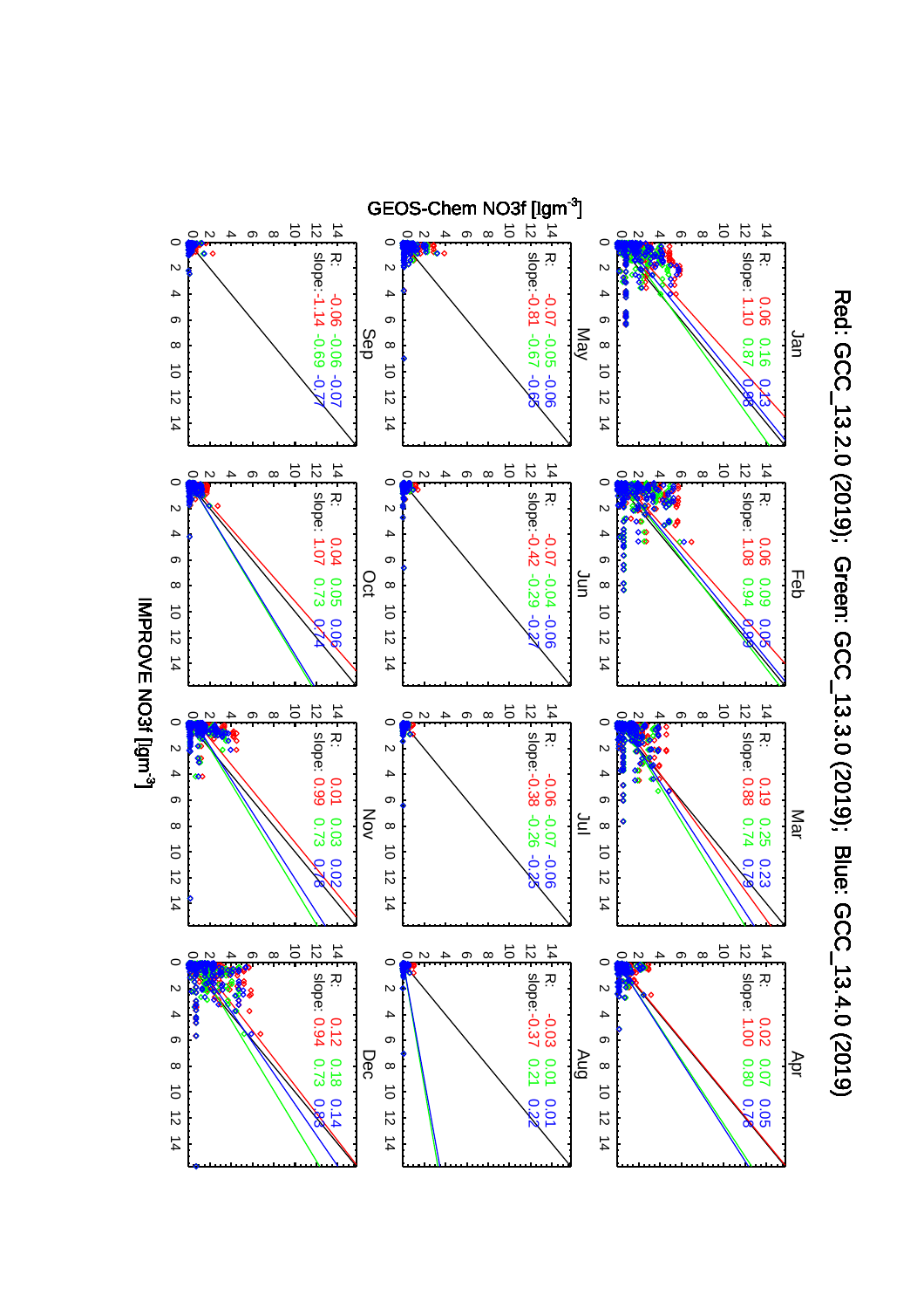Red: GCC_13.2.0 (2019); Green: GCC_13.3.0 (2019); Blue: GCC_13.4.0 (2019)

| Month | R (Red) | R (Green) | R (Blue) | slope (Red) | slope (Green) | slope (Blue) |
| --- | --- | --- | --- | --- | --- | --- |
| Jan | 0.06 | 0.16 | 0.13 | 1.10 | 0.87 | 0.88 |
| Feb | 0.06 | 0.09 | 0.05 | 1.08 | 0.94 | 0.98 |
| Mar | 0.19 | 0.25 | 0.23 | 0.88 | 0.74 | 0.79 |
| Apr | 0.02 | 0.07 | 0.05 | 1.00 | 0.80 | 0.78 |
| May | -0.07 | -0.05 | -0.06 | -0.81 | -0.67 | -0.65 |
| Jun | -0.07 | -0.04 | -0.06 | -0.42 | -0.29 | -0.27 |
| Jul | -0.06 | -0.07 | -0.06 | -0.38 | -0.26 | -0.25 |
| Aug | -0.03 | 0.01 | 0.01 | -0.37 | 0.21 | 0.22 |
| Sep | -0.06 | -0.06 | -0.07 | -1.14 | -0.69 | -0.77 |
| Oct | 0.04 | 0.05 | 0.06 | 1.07 | 0.73 | 0.74 |
| Nov | 0.01 | 0.03 | 0.02 | 0.99 | 0.73 | 0.78 |
| Dec | 0.12 | 0.18 | 0.14 | 0.94 | 0.73 | 0.83 |

x-axis: IMPROVE NO3f [$\mu g m^{-3}$]

y-axis: GEOS-Chem NO3f [$\mu g m^{-3}$]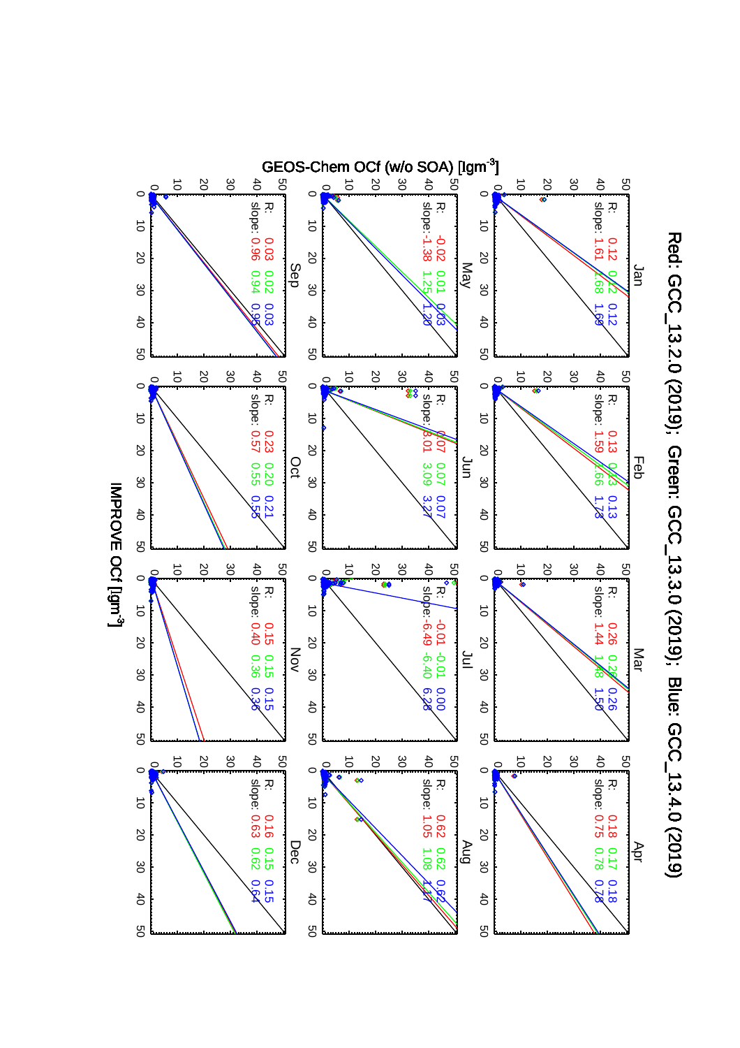Red: GCC_13.2.0 (2019); Green: GCC_13.3.0 (2019); Blue: GCC_13.4.0 (2019)

GEOS-Chem OCf (w/o SOA) [$\mu gm^{-3}$]

IMPROVE OCf [$\mu gm^{-3}$]

| Month | R (Red) | R (Green) | R (Blue) | slope (Red) | slope (Green) | slope (Blue) |
|---|---|---|---|---|---|---|
| Jan | 0.12 | 0.12 | 0.12 | 1.61 | 1.68 | 1.69 |
| Feb | 0.13 | 0.13 | 0.13 | 1.59 | 1.66 | 1.73 |
| Mar | 0.26 | 0.26 | 0.26 | 1.44 | 1.48 | 1.50 |
| Apr | 0.18 | 0.17 | 0.18 | 0.75 | 0.78 | 0.78 |
| May | -0.02 | 0.01 | 0.03 | -1.38 | 1.25 | 1.20 |
| Jun | 0.07 | 0.07 | 0.07 | 3.01 | 3.09 | 3.27 |
| Jul | -0.01 | -0.01 | 0.00 | -6.49 | -6.40 | 6.28 |
| Aug | 0.62 | 0.62 | 0.62 | 1.05 | 1.08 | 1.17 |
| Sep | 0.03 | 0.02 | 0.03 | 0.96 | 0.94 | 0.95 |
| Oct | 0.23 | 0.20 | 0.21 | 0.57 | 0.55 | 0.55 |
| Nov | 0.15 | 0.15 | 0.15 | 0.40 | 0.36 | 0.36 |
| Dec | 0.16 | 0.15 | 0.15 | 0.63 | 0.62 | 0.64 |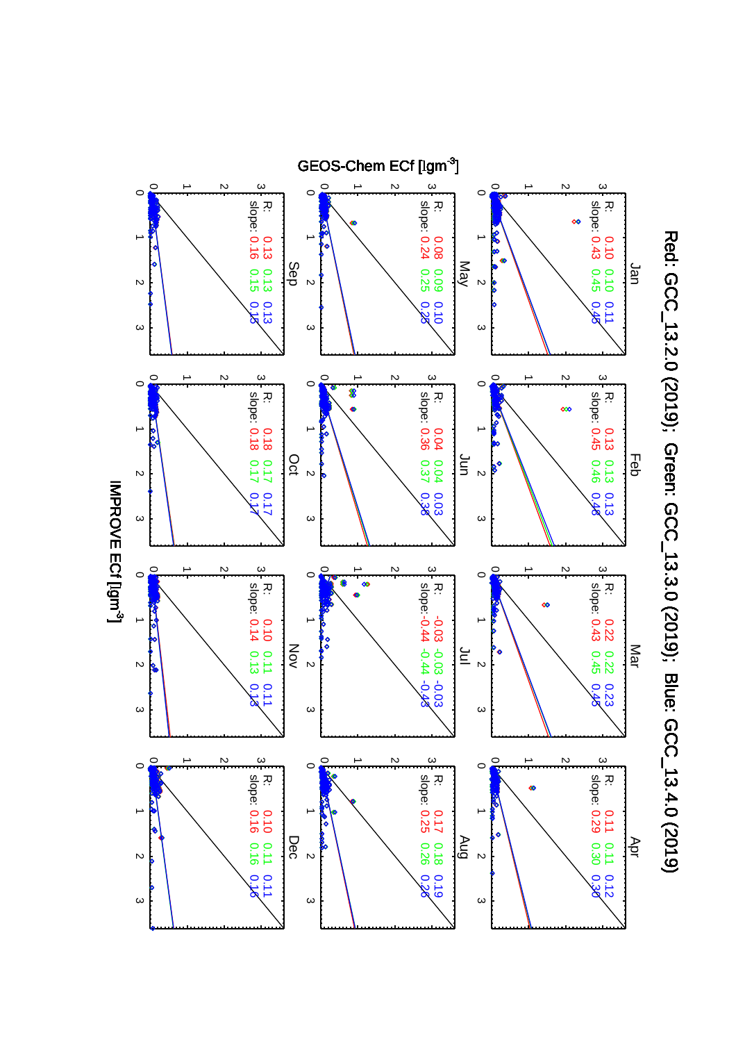# Red: GCC_13.2.0 (2019); Green: GCC_13.3.0 (2019); Blue: GCC_13.4.0 (2019)

GEOS-Chem ECf [μgm$^{-3}$]

IMPROVE ECf [μgm$^{-3}$]

| Month | R (Red) | R (Green) | R (Blue) | slope (Red) | slope (Green) | slope (Blue) |
|---|---|---|---|---|---|---|
| Jan | 0.10 | 0.10 | 0.11 | 0.43 | 0.45 | 0.45 |
| Feb | 0.13 | 0.13 | 0.13 | 0.45 | 0.46 | 0.48 |
| Mar | 0.22 | 0.22 | 0.23 | 0.43 | 0.45 | 0.45 |
| Apr | 0.11 | 0.11 | 0.12 | 0.29 | 0.30 | 0.30 |
| May | 0.08 | 0.09 | 0.10 | 0.24 | 0.25 | 0.23 |
| Jun | 0.04 | 0.04 | 0.03 | 0.36 | 0.37 | 0.38 |
| Jul | -0.03 | -0.03 | -0.03 | -0.44 | -0.44 | -0.43 |
| Aug | 0.17 | 0.18 | 0.19 | 0.25 | 0.26 | 0.26 |
| Sep | 0.13 | 0.13 | 0.13 | 0.16 | 0.15 | 0.15 |
| Oct | 0.18 | 0.17 | 0.17 | 0.18 | 0.17 | 0.17 |
| Nov | 0.10 | 0.11 | 0.11 | 0.14 | 0.13 | 0.13 |
| Dec | 0.10 | 0.11 | 0.11 | 0.16 | 0.16 | 0.16 |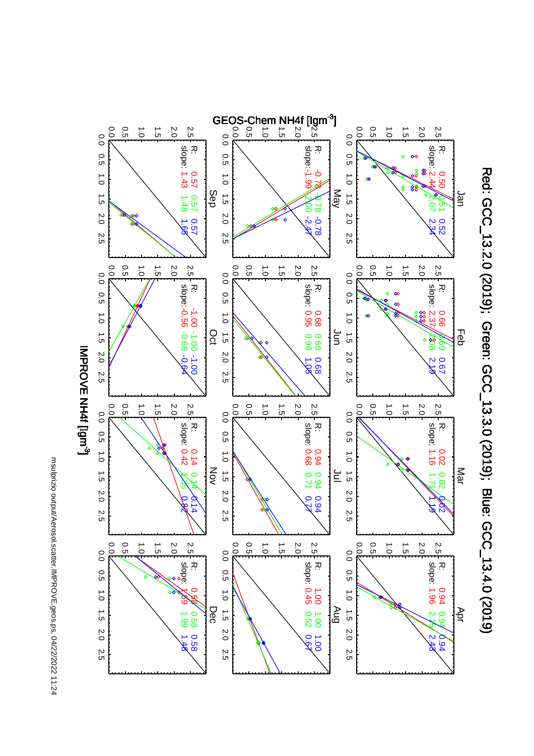Red: GCC_13.2.0 (2019); Green: GCC_13.3.0 (2019); Blue: GCC_13.4.0 (2019)

GEOS-Chem NH4f [lgm$^{-3}$]

IMPROVE NH4f [lgm$^{-3}$]

Jan
R: 0.50 0.51 0.52
slope: 2.44 2.07 2.34

Feb
R: 0.66 0.69 0.67
slope: 2.37 2.08 2.19

Mar
R: 0.02 0.02 0.02
slope: 1.16 1.71 1.19

Apr
R: 0.94 0.94 0.94
slope: 1.96 2.15 2.43

May
R: -0.78 -0.78 -0.78
slope: -1.99 -2.00 -2.47

Jun
R: 0.68 0.68 0.68
slope: 0.95 0.98 1.05

Jul
R: 0.94 0.94 0.94
slope: 0.68 0.71 0.77

Aug
R: 1.00 1.00 1.00
slope: 0.45 0.52 0.67

Sep
R: 0.57 0.57 0.57
slope: 1.43 1.48 1.65

Oct
R: -1.00 -1.00 -1.00
slope: -0.56 -0.68 -0.64

Nov
R: 0.14 0.14 0.14
slope: 0.42 1.35 0.82

Dec
R: 0.58 0.58 0.58
slope: 1.69 1.99 1.48

msulprizio output/Aerosol.scatter.IMPROVE.geos.ps, 04/22/2022 11:24